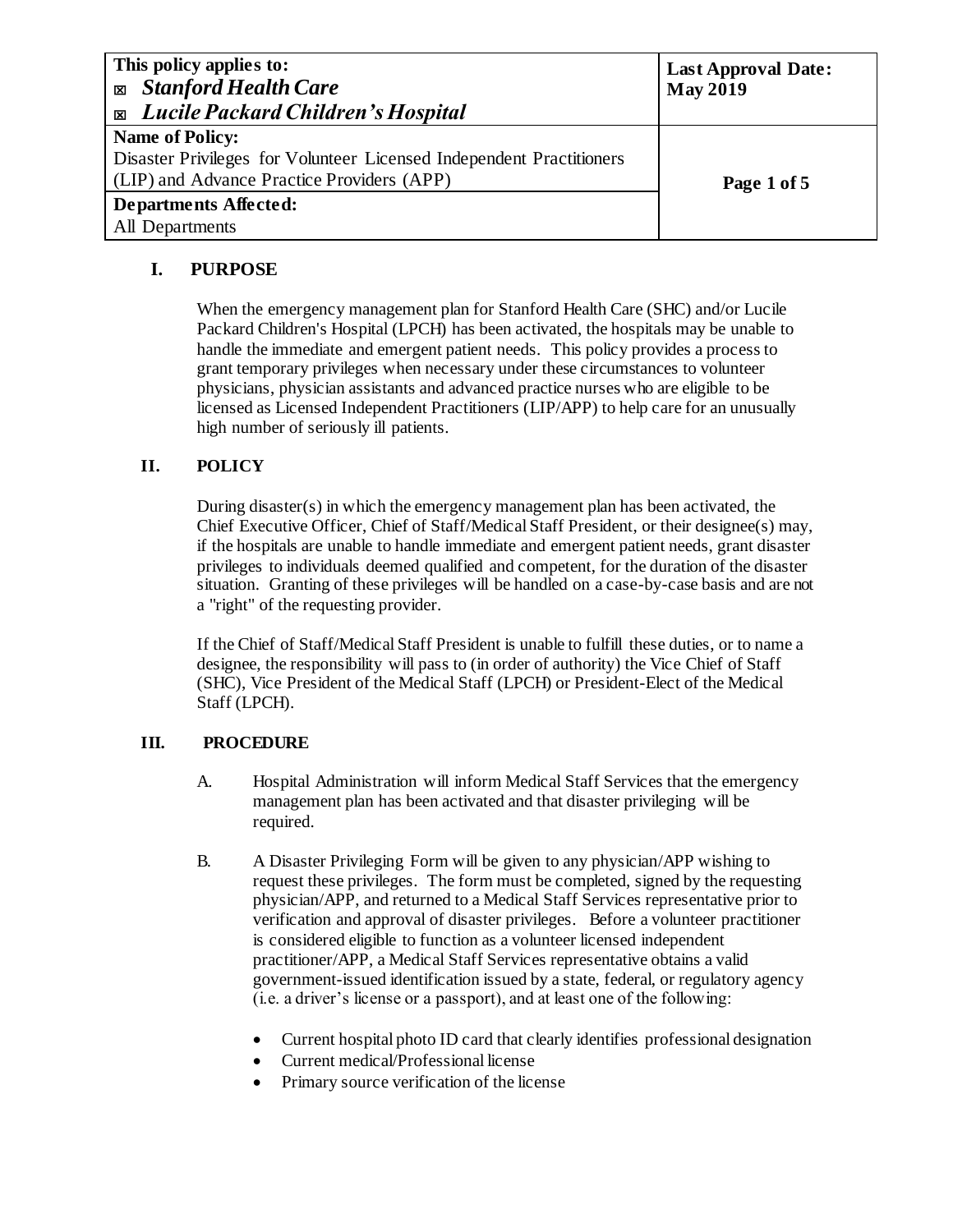| This policy applies to:<br>☒ ***Stanford Health Care***<br>☒ ***Lucile Packard Children's Hospital*** | **Last Approval Date: May 2019** |
|---|---|
| **Name of Policy:**<br>Disaster Privileges for Volunteer Licensed Independent Practitioners (LIP) and Advance Practice Providers (APP) | |
| **Departments Affected:**<br>All Departments | |

## I. PURPOSE

When the emergency management plan for Stanford Health Care (SHC) and/or Lucile Packard Children's Hospital (LPCH) has been activated, the hospitals may be unable to handle the immediate and emergent patient needs. This policy provides a process to grant temporary privileges when necessary under these circumstances to volunteer physicians, physician assistants and advanced practice nurses who are eligible to be licensed as Licensed Independent Practitioners (LIP/APP) to help care for an unusually high number of seriously ill patients.

## II. POLICY

During disaster(s) in which the emergency management plan has been activated, the Chief Executive Officer, Chief of Staff/Medical Staff President, or their designee(s) may, if the hospitals are unable to handle immediate and emergent patient needs, grant disaster privileges to individuals deemed qualified and competent, for the duration of the disaster situation. Granting of these privileges will be handled on a case-by-case basis and are not a "right" of the requesting provider.

If the Chief of Staff/Medical Staff President is unable to fulfill these duties, or to name a designee, the responsibility will pass to (in order of authority) the Vice Chief of Staff (SHC), Vice President of the Medical Staff (LPCH) or President-Elect of the Medical Staff (LPCH).

## III. PROCEDURE

A. Hospital Administration will inform Medical Staff Services that the emergency management plan has been activated and that disaster privileging will be required.

B. A Disaster Privileging Form will be given to any physician/APP wishing to request these privileges. The form must be completed, signed by the requesting physician/APP, and returned to a Medical Staff Services representative prior to verification and approval of disaster privileges. Before a volunteer practitioner is considered eligible to function as a volunteer licensed independent practitioner/APP, a Medical Staff Services representative obtains a valid government-issued identification issued by a state, federal, or regulatory agency (i.e. a driver's license or a passport), and at least one of the following:

- Current hospital photo ID card that clearly identifies professional designation
- Current medical/Professional license
- Primary source verification of the license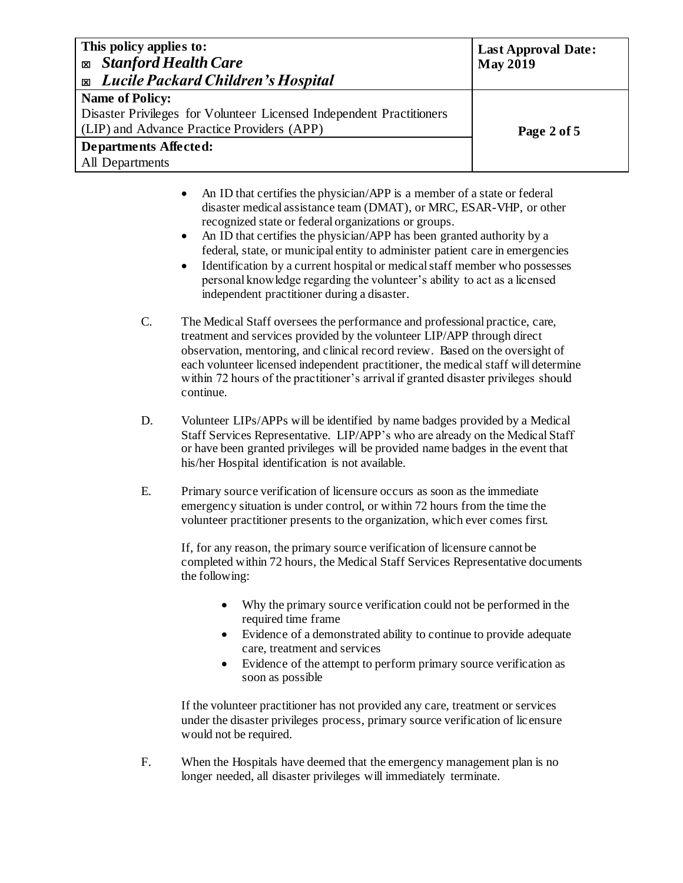- An ID that certifies the physician/APP is a member of a state or federal disaster medical assistance team (DMAT), or MRC, ESAR-VHP, or other recognized state or federal organizations or groups.
- An ID that certifies the physician/APP has been granted authority by a federal, state, or municipal entity to administer patient care in emergencies
- Identification by a current hospital or medical staff member who possesses personal knowledge regarding the volunteer's ability to act as a licensed independent practitioner during a disaster.

C. The Medical Staff oversees the performance and professional practice, care, treatment and services provided by the volunteer LIP/APP through direct observation, mentoring, and clinical record review. Based on the oversight of each volunteer licensed independent practitioner, the medical staff will determine within 72 hours of the practitioner's arrival if granted disaster privileges should continue.

D. Volunteer LIPs/APPs will be identified by name badges provided by a Medical Staff Services Representative. LIP/APP's who are already on the Medical Staff or have been granted privileges will be provided name badges in the event that his/her Hospital identification is not available.

E. Primary source verification of licensure occurs as soon as the immediate emergency situation is under control, or within 72 hours from the time the volunteer practitioner presents to the organization, which ever comes first.

If, for any reason, the primary source verification of licensure cannot be completed within 72 hours, the Medical Staff Services Representative documents the following:

- Why the primary source verification could not be performed in the required time frame
- Evidence of a demonstrated ability to continue to provide adequate care, treatment and services
- Evidence of the attempt to perform primary source verification as soon as possible

If the volunteer practitioner has not provided any care, treatment or services under the disaster privileges process, primary source verification of licensure would not be required.

F. When the Hospitals have deemed that the emergency management plan is no longer needed, all disaster privileges will immediately terminate.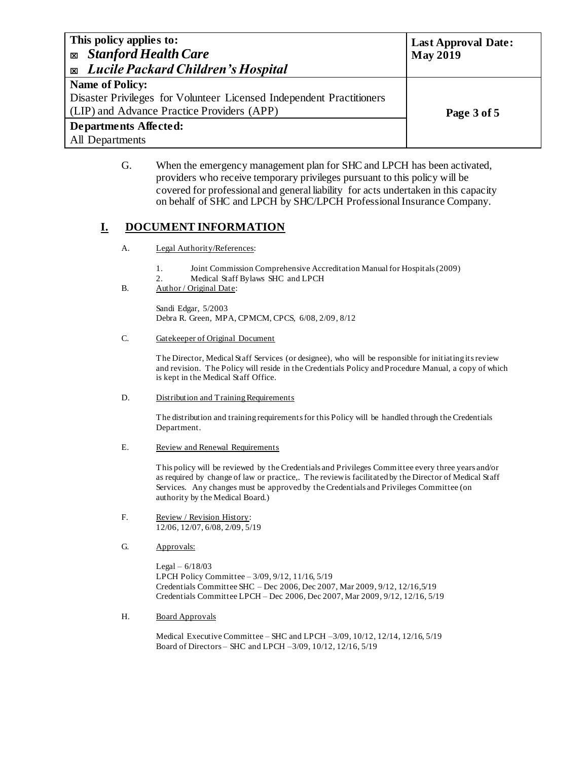G. When the emergency management plan for SHC and LPCH has been activated, providers who receive temporary privileges pursuant to this policy will be covered for professional and general liability for acts undertaken in this capacity on behalf of SHC and LPCH by SHC/LPCH Professional Insurance Company.

## I. DOCUMENT INFORMATION

A. Legal Authority/References:

1. Joint Commission Comprehensive Accreditation Manual for Hospitals (2009)
2. Medical Staff Bylaws SHC and LPCH

B. Author / Original Date:

Sandi Edgar, 5/2003
Debra R. Green, MPA, CPMCM, CPCS, 6/08, 2/09, 8/12

C. Gatekeeper of Original Document

The Director, Medical Staff Services (or designee), who will be responsible for initiating its review and revision. The Policy will reside in the Credentials Policy and Procedure Manual, a copy of which is kept in the Medical Staff Office.

D. Distribution and Training Requirements

The distribution and training requirements for this Policy will be handled through the Credentials Department.

E. Review and Renewal Requirements

This policy will be reviewed by the Credentials and Privileges Committee every three years and/or as required by change of law or practice,. The review is facilitated by the Director of Medical Staff Services. Any changes must be approved by the Credentials and Privileges Committee (on authority by the Medical Board.)

F. Review / Revision History:
12/06, 12/07, 6/08, 2/09, 5/19

G. Approvals:

Legal – 6/18/03
LPCH Policy Committee – 3/09, 9/12, 11/16, 5/19
Credentials Committee SHC – Dec 2006, Dec 2007, Mar 2009, 9/12, 12/16,5/19
Credentials Committee LPCH – Dec 2006, Dec 2007, Mar 2009, 9/12, 12/16, 5/19

H. Board Approvals

Medical Executive Committee – SHC and LPCH –3/09, 10/12, 12/14, 12/16, 5/19
Board of Directors – SHC and LPCH –3/09, 10/12, 12/16, 5/19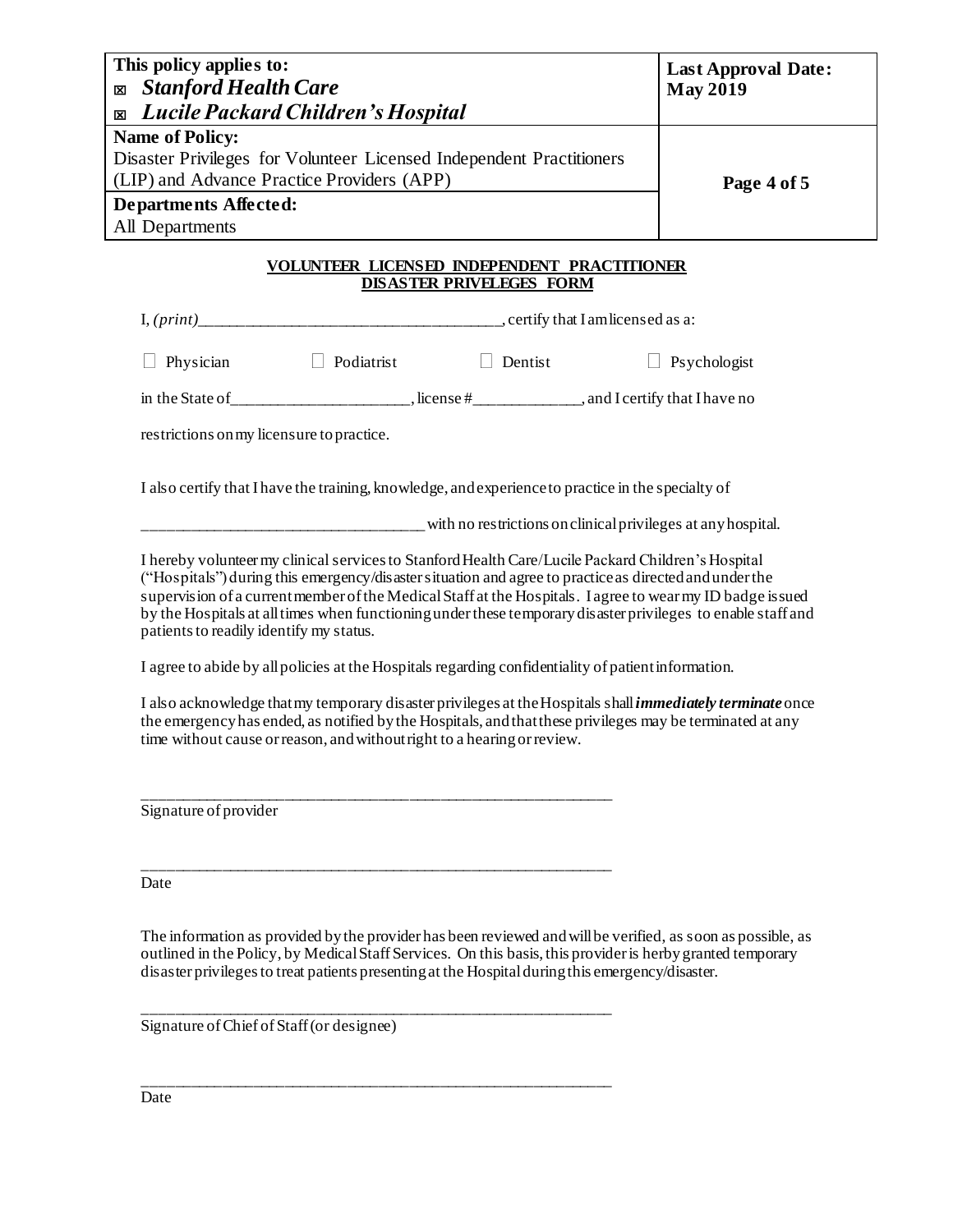| This policy applies to: ☒ *Stanford Health Care* ☒ *Lucile Packard Children's Hospital* | Last Approval Date: May 2019 |
| --- | --- |
| **Name of Policy:** Disaster Privileges for Volunteer Licensed Independent Practitioners (LIP) and Advance Practice Providers (APP) | |
| **Departments Affected:** All Departments | |

**VOLUNTEER LICENSED INDEPENDENT PRACTITIONER DISASTER PRIVELEGES FORM**

I, *(print)*_____________________________________, certify that I am licensed as a:

☐ Physician ☐ Podiatrist ☐ Dentist ☐ Psychologist

in the State of______________________, license #_____________, and I certify that I have no restrictions on my licensure to practice.

I also certify that I have the training, knowledge, and experience to practice in the specialty of

___________________________________ with no restrictions on clinical privileges at any hospital.

I hereby volunteer my clinical services to Stanford Health Care/Lucile Packard Children's Hospital ("Hospitals") during this emergency/disaster situation and agree to practice as directed and under the supervision of a current member of the Medical Staff at the Hospitals. I agree to wear my ID badge issued by the Hospitals at all times when functioning under these temporary disaster privileges to enable staff and patients to readily identify my status.

I agree to abide by all policies at the Hospitals regarding confidentiality of patient information.

I also acknowledge that my temporary disaster privileges at the Hospitals shall ***immediately terminate*** once the emergency has ended, as notified by the Hospitals, and that these privileges may be terminated at any time without cause or reason, and without right to a hearing or review.

_____________________________________________________________
Signature of provider

_____________________________________________________________
Date

The information as provided by the provider has been reviewed and will be verified, as soon as possible, as outlined in the Policy, by Medical Staff Services. On this basis, this provider is herby granted temporary disaster privileges to treat patients presenting at the Hospital during this emergency/disaster.

_____________________________________________________________
Signature of Chief of Staff (or designee)

_____________________________________________________________
Date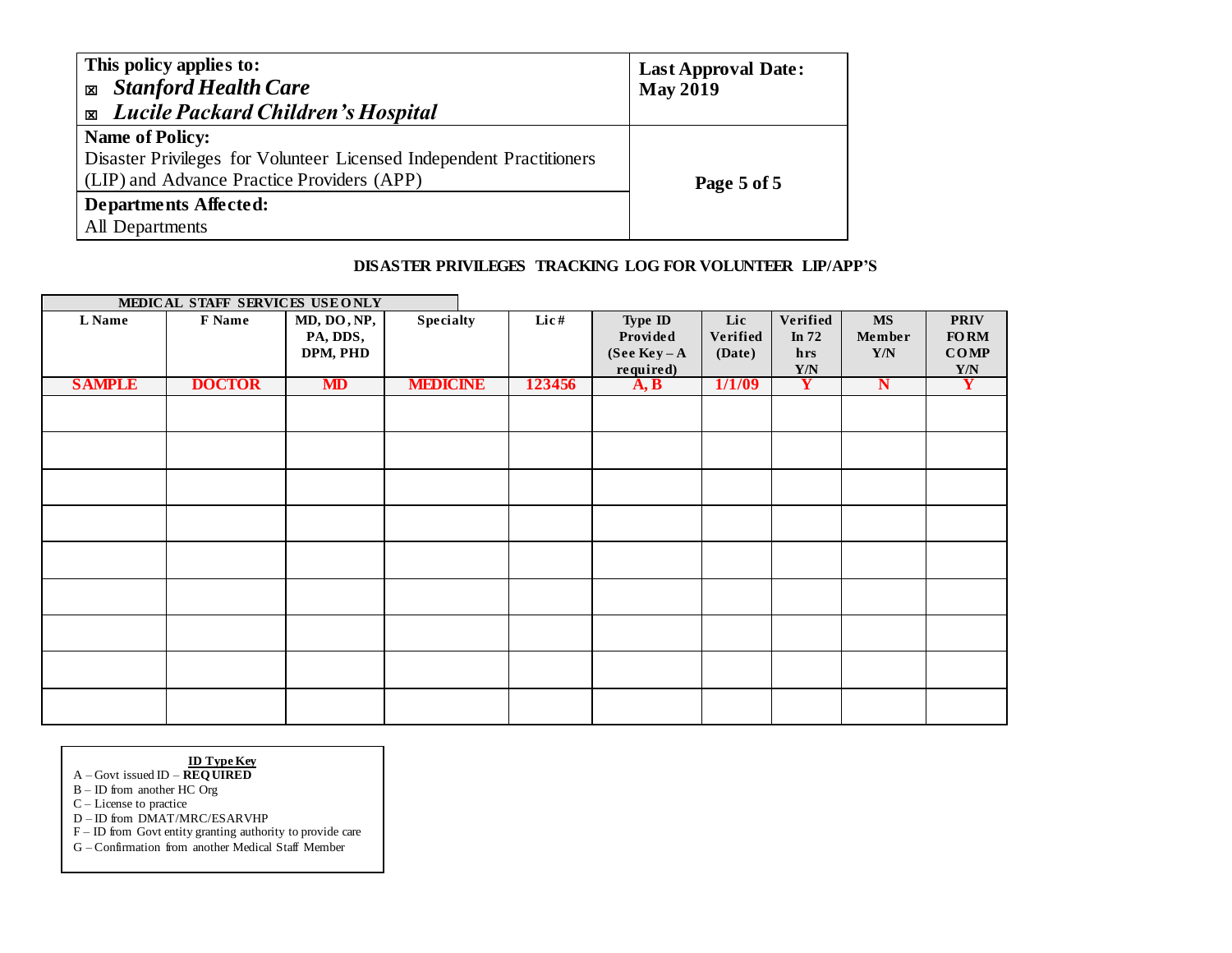| This policy applies to: ☒ ***Stanford Health Care*** ☒ ***Lucile Packard Children's Hospital*** | **Last Approval Date: May 2019** |
|---|---|
| **Name of Policy:** Disaster Privileges for Volunteer Licensed Independent Practitioners (LIP) and Advance Practice Providers (APP) | |
| **Departments Affected:** All Departments | |

## DISASTER PRIVILEGES TRACKING LOG FOR VOLUNTEER LIP/APP'S

| MEDICAL STAFF SERVICES USE ONLY | | | | | | | | | |
|---|---|---|---|---|---|---|---|---|---|
| **L Name** | **F Name** | **MD, DO, NP, PA, DDS, DPM, PHD** | **Specialty** | **Lic#** | **Type ID Provided (See Key – A required)** | **Lic Verified (Date)** | **Verified In 72 hrs Y/N** | **MS Member Y/N** | **PRIV FORM COMP Y/N** |
| **SAMPLE** | **DOCTOR** | **MD** | **MEDICINE** | **123456** | **A, B** | **1/1/09** | **Y** | **N** | **Y** |
| | | | | | | | | | |
| | | | | | | | | | |
| | | | | | | | | | |
| | | | | | | | | | |
| | | | | | | | | | |
| | | | | | | | | | |
| | | | | | | | | | |
| | | | | | | | | | |
| | | | | | | | | | |

**ID Type Key**

A – Govt issued ID – **REQUIRED**
B – ID from another HC Org
C – License to practice
D – ID from DMAT/MRC/ESARVHP
F – ID from Govt entity granting authority to provide care
G – Confirmation from another Medical Staff Member